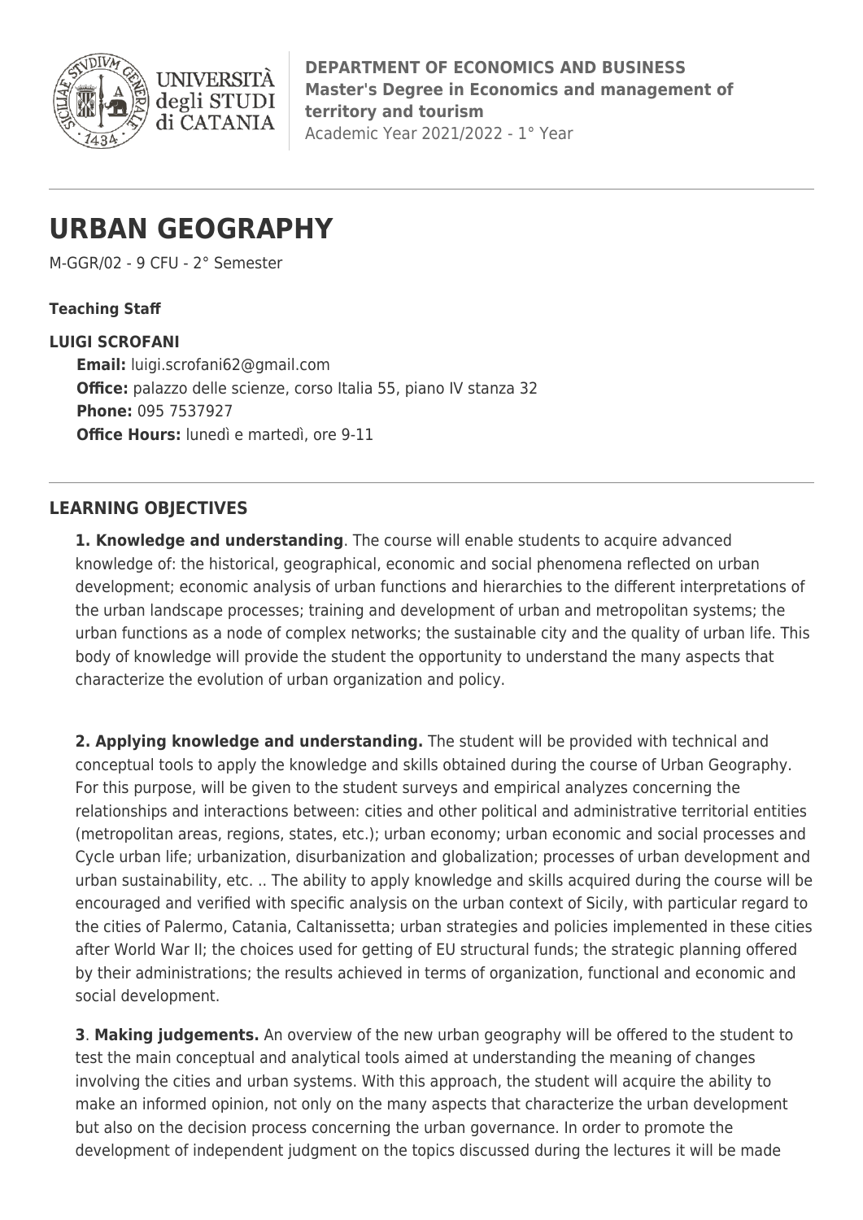**DEPARTMENT OF ECONOMICS AND BUSINESS**
**Master's Degree in Economics and management of territory and tourism**
Academic Year 2021/2022 - 1° Year

# URBAN GEOGRAPHY

M-GGR/02 - 9 CFU - 2° Semester

**Teaching Staff**

**LUIGI SCROFANI**

**Email:** luigi.scrofani62@gmail.com
**Office:** palazzo delle scienze, corso Italia 55, piano IV stanza 32
**Phone:** 095 7537927
**Office Hours:** lunedì e martedì, ore 9-11

## LEARNING OBJECTIVES

**1. Knowledge and understanding**. The course will enable students to acquire advanced knowledge of: the historical, geographical, economic and social phenomena reflected on urban development; economic analysis of urban functions and hierarchies to the different interpretations of the urban landscape processes; training and development of urban and metropolitan systems; the urban functions as a node of complex networks; the sustainable city and the quality of urban life. This body of knowledge will provide the student the opportunity to understand the many aspects that characterize the evolution of urban organization and policy.

**2. Applying knowledge and understanding.** The student will be provided with technical and conceptual tools to apply the knowledge and skills obtained during the course of Urban Geography. For this purpose, will be given to the student surveys and empirical analyzes concerning the relationships and interactions between: cities and other political and administrative territorial entities (metropolitan areas, regions, states, etc.); urban economy; urban economic and social processes and Cycle urban life; urbanization, disurbanization and globalization; processes of urban development and urban sustainability, etc. .. The ability to apply knowledge and skills acquired during the course will be encouraged and verified with specific analysis on the urban context of Sicily, with particular regard to the cities of Palermo, Catania, Caltanissetta; urban strategies and policies implemented in these cities after World War II; the choices used for getting of EU structural funds; the strategic planning offered by their administrations; the results achieved in terms of organization, functional and economic and social development.

**3**. **Making judgements.** An overview of the new urban geography will be offered to the student to test the main conceptual and analytical tools aimed at understanding the meaning of changes involving the cities and urban systems. With this approach, the student will acquire the ability to make an informed opinion, not only on the many aspects that characterize the urban development but also on the decision process concerning the urban governance. In order to promote the development of independent judgment on the topics discussed during the lectures it will be made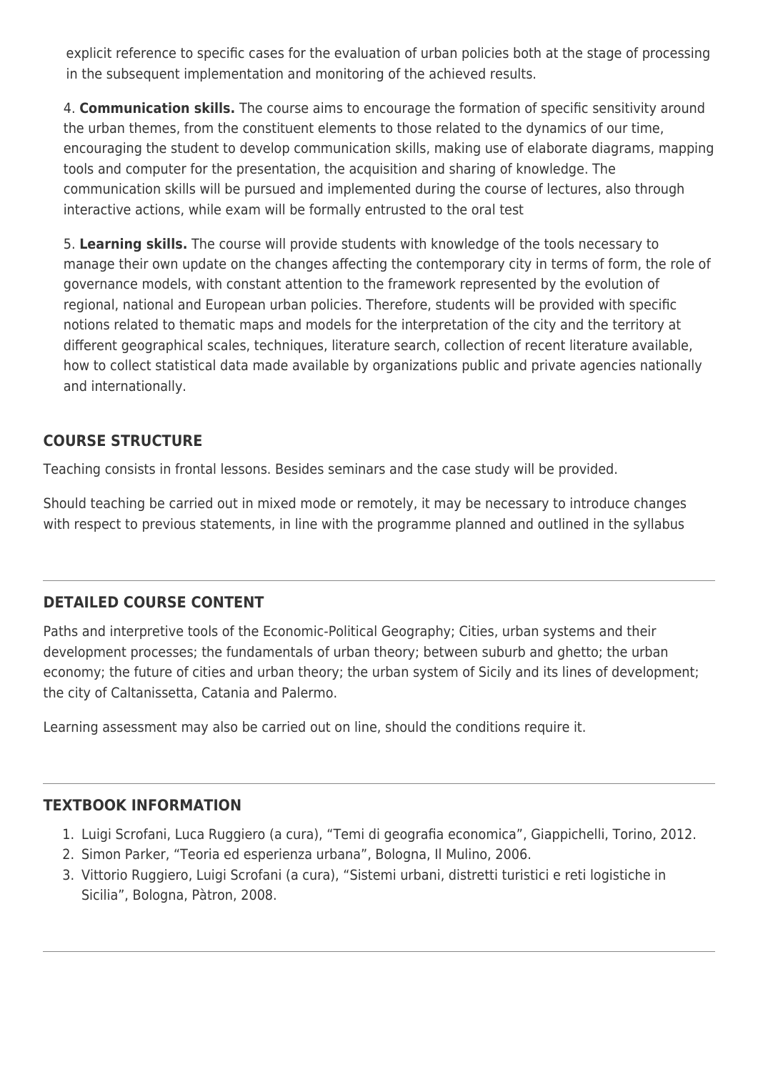explicit reference to specific cases for the evaluation of urban policies both at the stage of processing in the subsequent implementation and monitoring of the achieved results.

4. **Communication skills.** The course aims to encourage the formation of specific sensitivity around the urban themes, from the constituent elements to those related to the dynamics of our time, encouraging the student to develop communication skills, making use of elaborate diagrams, mapping tools and computer for the presentation, the acquisition and sharing of knowledge. The communication skills will be pursued and implemented during the course of lectures, also through interactive actions, while exam will be formally entrusted to the oral test

5. **Learning skills.** The course will provide students with knowledge of the tools necessary to manage their own update on the changes affecting the contemporary city in terms of form, the role of governance models, with constant attention to the framework represented by the evolution of regional, national and European urban policies. Therefore, students will be provided with specific notions related to thematic maps and models for the interpretation of the city and the territory at different geographical scales, techniques, literature search, collection of recent literature available, how to collect statistical data made available by organizations public and private agencies nationally and internationally.

## COURSE STRUCTURE

Teaching consists in frontal lessons. Besides seminars and the case study will be provided.

Should teaching be carried out in mixed mode or remotely, it may be necessary to introduce changes with respect to previous statements, in line with the programme planned and outlined in the syllabus

---

## DETAILED COURSE CONTENT

Paths and interpretive tools of the Economic-Political Geography; Cities, urban systems and their development processes; the fundamentals of urban theory; between suburb and ghetto; the urban economy; the future of cities and urban theory; the urban system of Sicily and its lines of development; the city of Caltanissetta, Catania and Palermo.

Learning assessment may also be carried out on line, should the conditions require it.

---

## TEXTBOOK INFORMATION

1. Luigi Scrofani, Luca Ruggiero (a cura), "Temi di geografia economica", Giappichelli, Torino, 2012.
2. Simon Parker, "Teoria ed esperienza urbana", Bologna, Il Mulino, 2006.
3. Vittorio Ruggiero, Luigi Scrofani (a cura), "Sistemi urbani, distretti turistici e reti logistiche in Sicilia", Bologna, Pàtron, 2008.

---